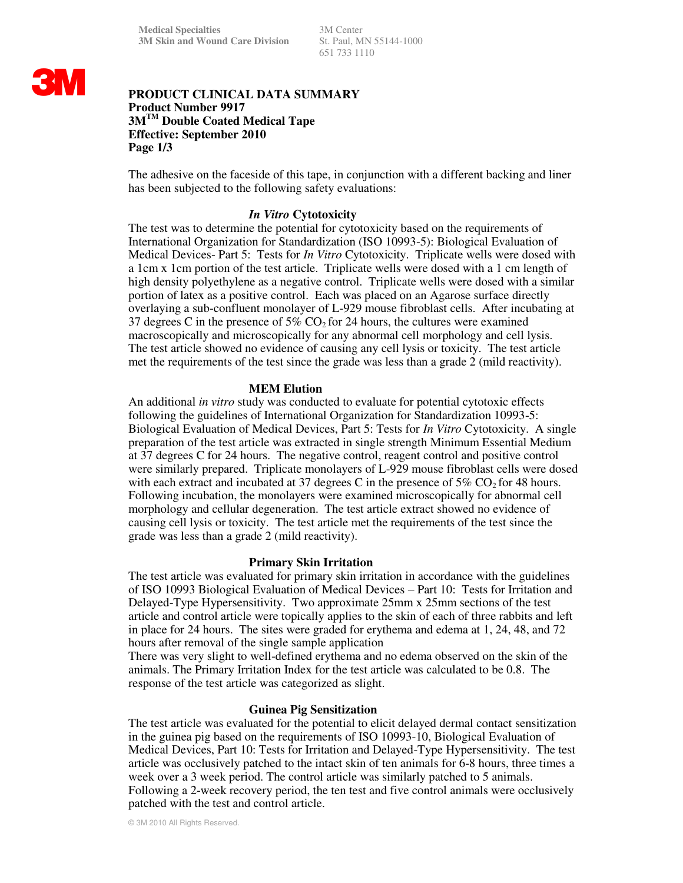Medical Specialties
3M Skin and Wound Care Division

3M Center
St. Paul, MN 55144-1000
651 733 1110

**PRODUCT CLINICAL DATA SUMMARY**
**Product Number 9917**
**3M[TM] Double Coated Medical Tape**
**Effective: September 2010**
**Page 1/3**

The adhesive on the faceside of this tape, in conjunction with a different backing and liner has been subjected to the following safety evaluations:

## *In Vitro* Cytotoxicity

The test was to determine the potential for cytotoxicity based on the requirements of International Organization for Standardization (ISO 10993-5): Biological Evaluation of Medical Devices- Part 5: Tests for *In Vitro* Cytotoxicity. Triplicate wells were dosed with a 1cm x 1cm portion of the test article. Triplicate wells were dosed with a 1 cm length of high density polyethylene as a negative control. Triplicate wells were dosed with a similar portion of latex as a positive control. Each was placed on an Agarose surface directly overlaying a sub-confluent monolayer of L-929 mouse fibroblast cells. After incubating at 37 degrees C in the presence of 5% $CO_2$ for 24 hours, the cultures were examined macroscopically and microscopically for any abnormal cell morphology and cell lysis. The test article showed no evidence of causing any cell lysis or toxicity. The test article met the requirements of the test since the grade was less than a grade 2 (mild reactivity).

## MEM Elution

An additional *in vitro* study was conducted to evaluate for potential cytotoxic effects following the guidelines of International Organization for Standardization 10993-5: Biological Evaluation of Medical Devices, Part 5: Tests for *In Vitro* Cytotoxicity. A single preparation of the test article was extracted in single strength Minimum Essential Medium at 37 degrees C for 24 hours. The negative control, reagent control and positive control were similarly prepared. Triplicate monolayers of L-929 mouse fibroblast cells were dosed with each extract and incubated at 37 degrees C in the presence of 5% $CO_2$ for 48 hours. Following incubation, the monolayers were examined microscopically for abnormal cell morphology and cellular degeneration. The test article extract showed no evidence of causing cell lysis or toxicity. The test article met the requirements of the test since the grade was less than a grade 2 (mild reactivity).

## Primary Skin Irritation

The test article was evaluated for primary skin irritation in accordance with the guidelines of ISO 10993 Biological Evaluation of Medical Devices – Part 10: Tests for Irritation and Delayed-Type Hypersensitivity. Two approximate 25mm x 25mm sections of the test article and control article were topically applies to the skin of each of three rabbits and left in place for 24 hours. The sites were graded for erythema and edema at 1, 24, 48, and 72 hours after removal of the single sample application
There was very slight to well-defined erythema and no edema observed on the skin of the animals. The Primary Irritation Index for the test article was calculated to be 0.8. The response of the test article was categorized as slight.

## Guinea Pig Sensitization

The test article was evaluated for the potential to elicit delayed dermal contact sensitization in the guinea pig based on the requirements of ISO 10993-10, Biological Evaluation of Medical Devices, Part 10: Tests for Irritation and Delayed-Type Hypersensitivity. The test article was occlusively patched to the intact skin of ten animals for 6-8 hours, three times a week over a 3 week period. The control article was similarly patched to 5 animals. Following a 2-week recovery period, the ten test and five control animals were occlusively patched with the test and control article.

© 3M 2010 All Rights Reserved.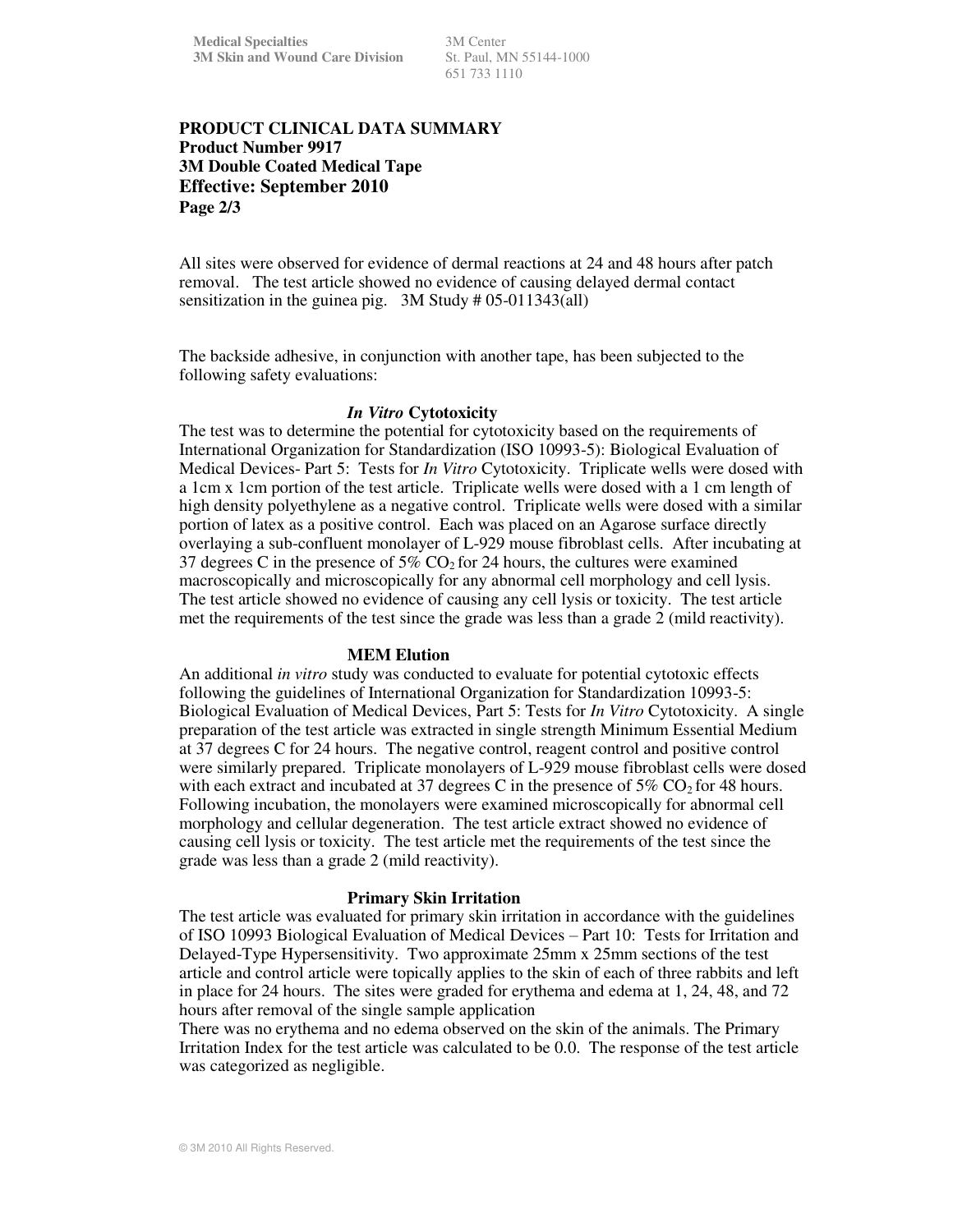All sites were observed for evidence of dermal reactions at 24 and 48 hours after patch removal. The test article showed no evidence of causing delayed dermal contact sensitization in the guinea pig. 3M Study # 05-011343(all)

The backside adhesive, in conjunction with another tape, has been subjected to the following safety evaluations:

### *In Vitro* Cytotoxicity

The test was to determine the potential for cytotoxicity based on the requirements of International Organization for Standardization (ISO 10993-5): Biological Evaluation of Medical Devices- Part 5: Tests for *In Vitro* Cytotoxicity. Triplicate wells were dosed with a 1cm x 1cm portion of the test article. Triplicate wells were dosed with a 1 cm length of high density polyethylene as a negative control. Triplicate wells were dosed with a similar portion of latex as a positive control. Each was placed on an Agarose surface directly overlaying a sub-confluent monolayer of L-929 mouse fibroblast cells. After incubating at 37 degrees C in the presence of 5% $CO_2$ for 24 hours, the cultures were examined macroscopically and microscopically for any abnormal cell morphology and cell lysis. The test article showed no evidence of causing any cell lysis or toxicity. The test article met the requirements of the test since the grade was less than a grade 2 (mild reactivity).

### MEM Elution

An additional *in vitro* study was conducted to evaluate for potential cytotoxic effects following the guidelines of International Organization for Standardization 10993-5: Biological Evaluation of Medical Devices, Part 5: Tests for *In Vitro* Cytotoxicity. A single preparation of the test article was extracted in single strength Minimum Essential Medium at 37 degrees C for 24 hours. The negative control, reagent control and positive control were similarly prepared. Triplicate monolayers of L-929 mouse fibroblast cells were dosed with each extract and incubated at 37 degrees C in the presence of 5% $CO_2$ for 48 hours. Following incubation, the monolayers were examined microscopically for abnormal cell morphology and cellular degeneration. The test article extract showed no evidence of causing cell lysis or toxicity. The test article met the requirements of the test since the grade was less than a grade 2 (mild reactivity).

### Primary Skin Irritation

The test article was evaluated for primary skin irritation in accordance with the guidelines of ISO 10993 Biological Evaluation of Medical Devices – Part 10: Tests for Irritation and Delayed-Type Hypersensitivity. Two approximate 25mm x 25mm sections of the test article and control article were topically applies to the skin of each of three rabbits and left in place for 24 hours. The sites were graded for erythema and edema at 1, 24, 48, and 72 hours after removal of the single sample application

There was no erythema and no edema observed on the skin of the animals. The Primary Irritation Index for the test article was calculated to be 0.0. The response of the test article was categorized as negligible.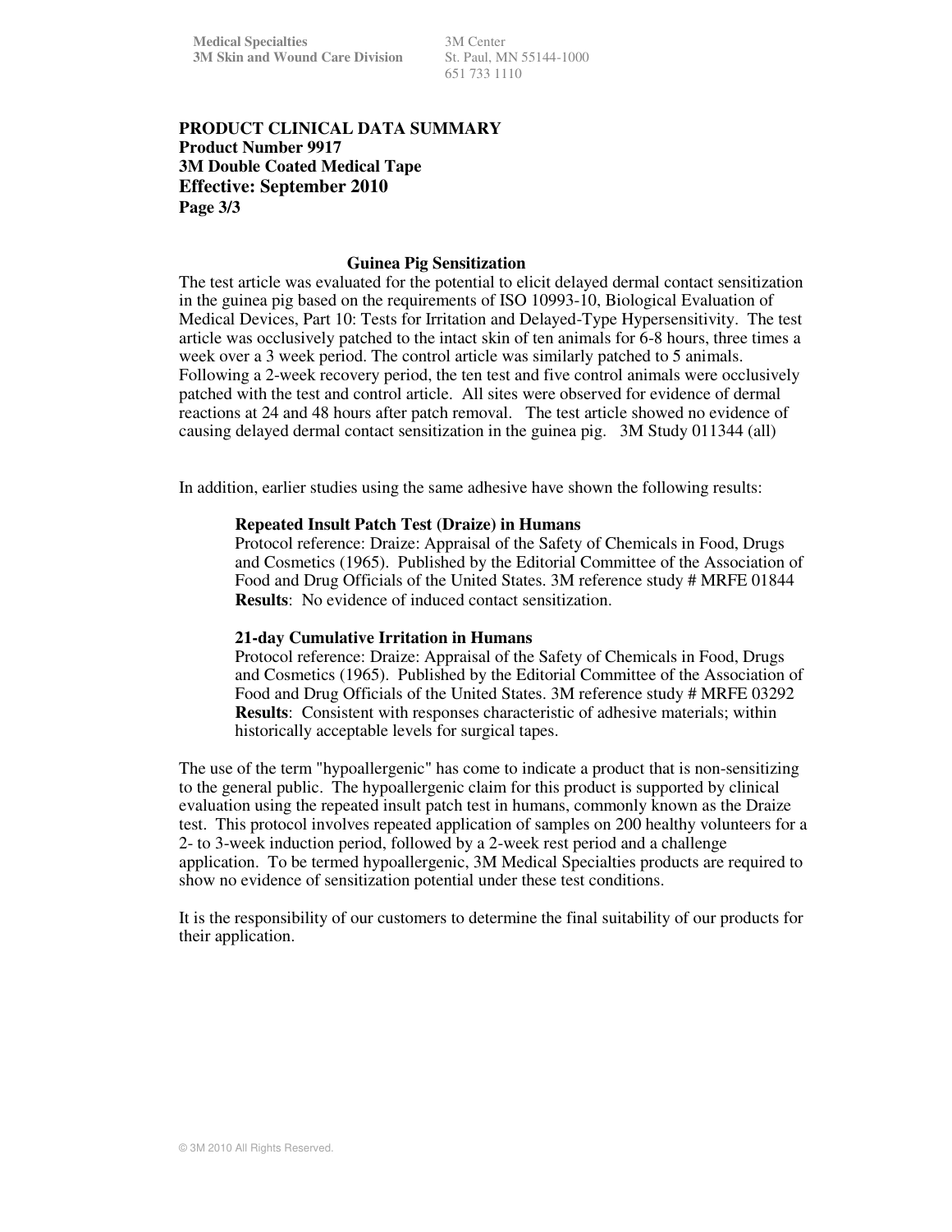**PRODUCT CLINICAL DATA SUMMARY**
**Product Number 9917**
**3M Double Coated Medical Tape**
**Effective: September 2010**

### Guinea Pig Sensitization

The test article was evaluated for the potential to elicit delayed dermal contact sensitization in the guinea pig based on the requirements of ISO 10993-10, Biological Evaluation of Medical Devices, Part 10: Tests for Irritation and Delayed-Type Hypersensitivity. The test article was occlusively patched to the intact skin of ten animals for 6-8 hours, three times a week over a 3 week period. The control article was similarly patched to 5 animals. Following a 2-week recovery period, the ten test and five control animals were occlusively patched with the test and control article. All sites were observed for evidence of dermal reactions at 24 and 48 hours after patch removal. The test article showed no evidence of causing delayed dermal contact sensitization in the guinea pig. 3M Study 011344 (all)

In addition, earlier studies using the same adhesive have shown the following results:

**Repeated Insult Patch Test (Draize) in Humans**
Protocol reference: Draize: Appraisal of the Safety of Chemicals in Food, Drugs and Cosmetics (1965). Published by the Editorial Committee of the Association of Food and Drug Officials of the United States. 3M reference study # MRFE 01844
**Results**: No evidence of induced contact sensitization.

**21-day Cumulative Irritation in Humans**
Protocol reference: Draize: Appraisal of the Safety of Chemicals in Food, Drugs and Cosmetics (1965). Published by the Editorial Committee of the Association of Food and Drug Officials of the United States. 3M reference study # MRFE 03292
**Results**: Consistent with responses characteristic of adhesive materials; within historically acceptable levels for surgical tapes.

The use of the term "hypoallergenic" has come to indicate a product that is non-sensitizing to the general public. The hypoallergenic claim for this product is supported by clinical evaluation using the repeated insult patch test in humans, commonly known as the Draize test. This protocol involves repeated application of samples on 200 healthy volunteers for a 2- to 3-week induction period, followed by a 2-week rest period and a challenge application. To be termed hypoallergenic, 3M Medical Specialties products are required to show no evidence of sensitization potential under these test conditions.

It is the responsibility of our customers to determine the final suitability of our products for their application.